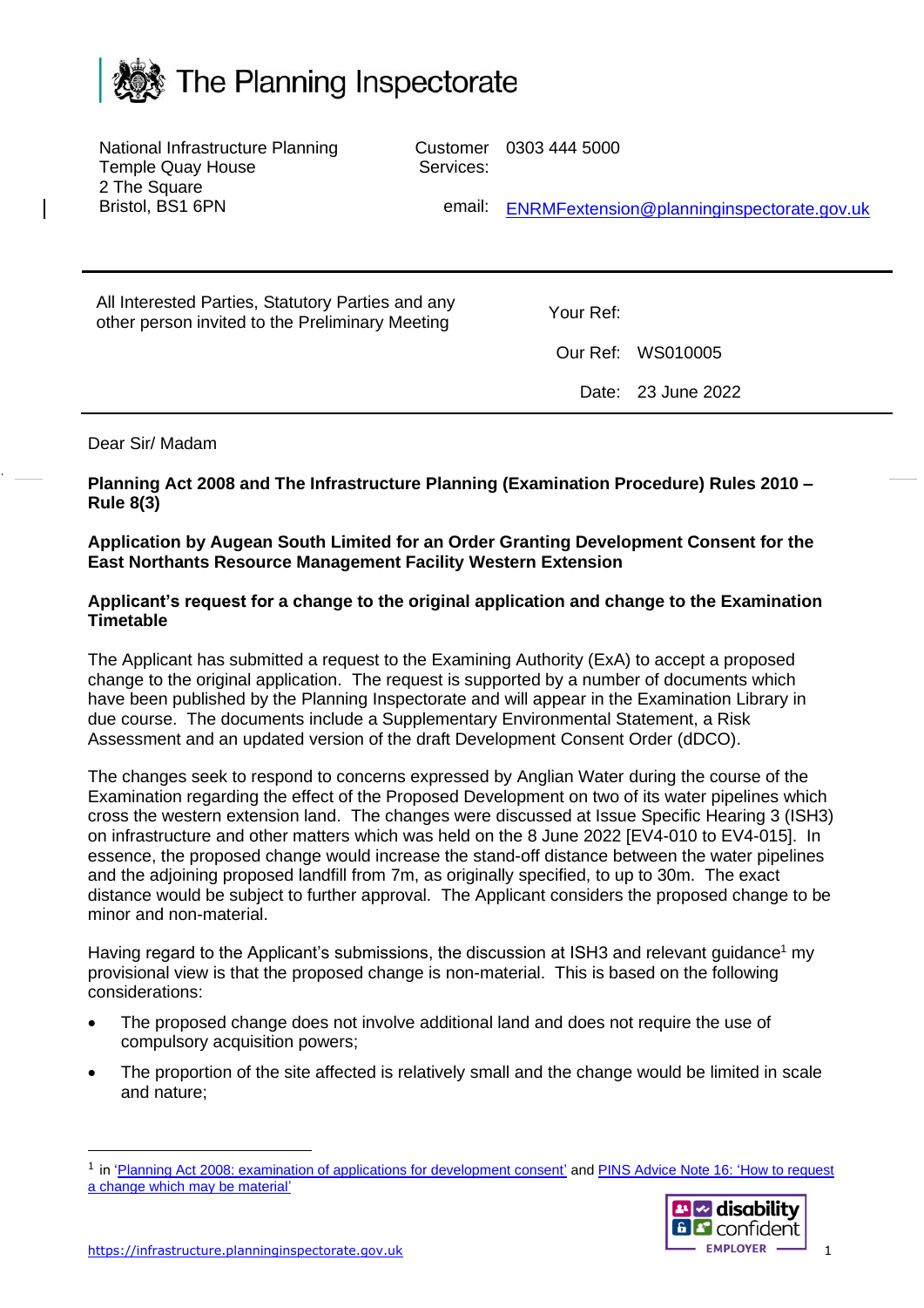# The Planning Inspectorate

National Infrastructure Planning
Temple Quay House
2 The Square
Bristol, BS1 6PN

Customer Services: 0303 444 5000

email: ENRMFextension@planninginspectorate.gov.uk

All Interested Parties, Statutory Parties and any other person invited to the Preliminary Meeting

Your Ref:

Our Ref: WS010005

Date: 23 June 2022

Dear Sir/ Madam

**Planning Act 2008 and The Infrastructure Planning (Examination Procedure) Rules 2010 – Rule 8(3)**

**Application by Augean South Limited for an Order Granting Development Consent for the East Northants Resource Management Facility Western Extension**

**Applicant's request for a change to the original application and change to the Examination Timetable**

The Applicant has submitted a request to the Examining Authority (ExA) to accept a proposed change to the original application. The request is supported by a number of documents which have been published by the Planning Inspectorate and will appear in the Examination Library in due course. The documents include a Supplementary Environmental Statement, a Risk Assessment and an updated version of the draft Development Consent Order (dDCO).

The changes seek to respond to concerns expressed by Anglian Water during the course of the Examination regarding the effect of the Proposed Development on two of its water pipelines which cross the western extension land. The changes were discussed at Issue Specific Hearing 3 (ISH3) on infrastructure and other matters which was held on the 8 June 2022 [EV4-010 to EV4-015]. In essence, the proposed change would increase the stand-off distance between the water pipelines and the adjoining proposed landfill from 7m, as originally specified, to up to 30m. The exact distance would be subject to further approval. The Applicant considers the proposed change to be minor and non-material.

Having regard to the Applicant's submissions, the discussion at ISH3 and relevant guidance[1] my provisional view is that the proposed change is non-material. This is based on the following considerations:

- The proposed change does not involve additional land and does not require the use of compulsory acquisition powers;
- The proportion of the site affected is relatively small and the change would be limited in scale and nature;

[1] in 'Planning Act 2008: examination of applications for development consent' and PINS Advice Note 16: 'How to request a change which may be material'

https://infrastructure.planninginspectorate.gov.uk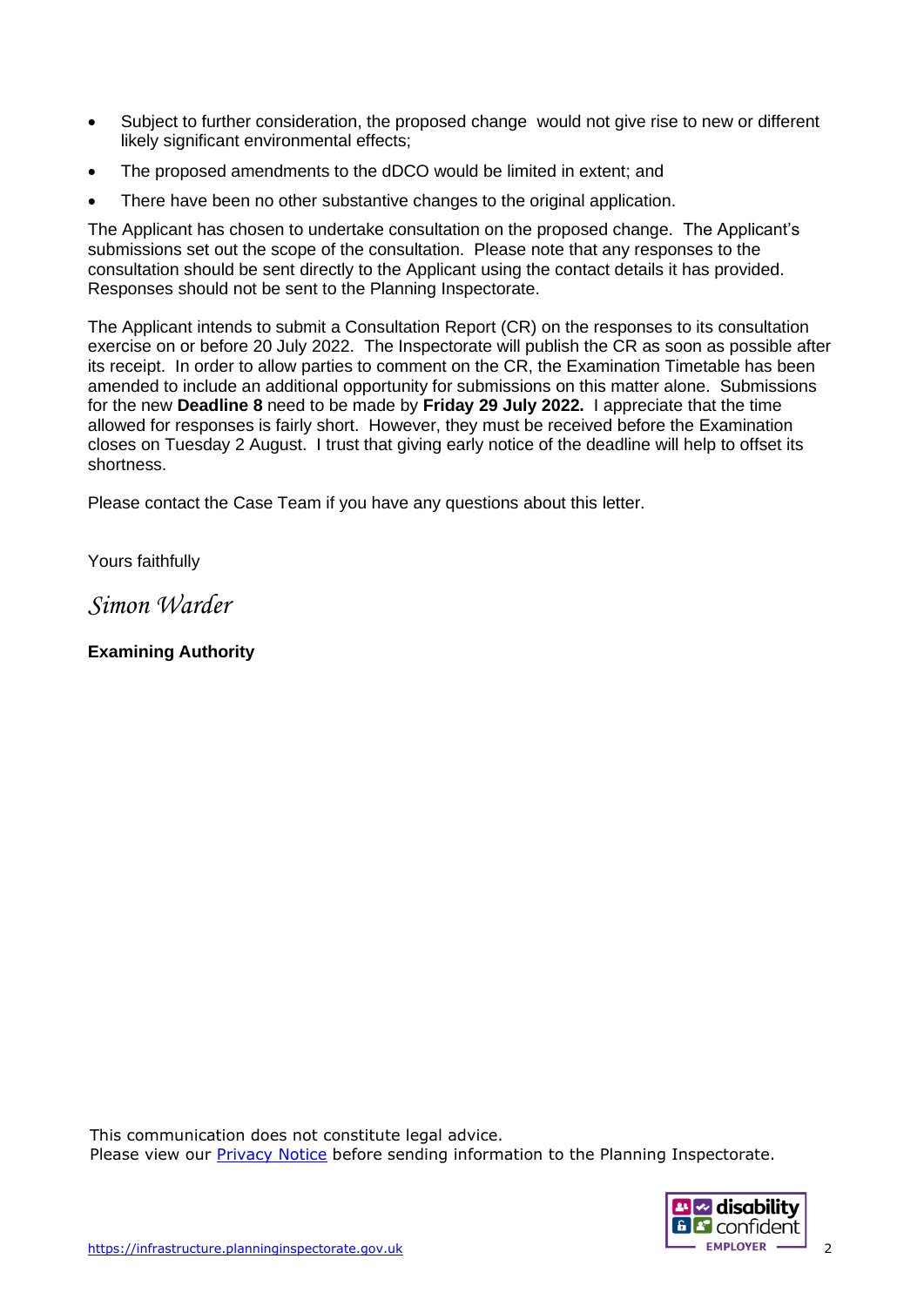- Subject to further consideration, the proposed change would not give rise to new or different likely significant environmental effects;
- The proposed amendments to the dDCO would be limited in extent; and
- There have been no other substantive changes to the original application.

The Applicant has chosen to undertake consultation on the proposed change. The Applicant's submissions set out the scope of the consultation. Please note that any responses to the consultation should be sent directly to the Applicant using the contact details it has provided. Responses should not be sent to the Planning Inspectorate.

The Applicant intends to submit a Consultation Report (CR) on the responses to its consultation exercise on or before 20 July 2022. The Inspectorate will publish the CR as soon as possible after its receipt. In order to allow parties to comment on the CR, the Examination Timetable has been amended to include an additional opportunity for submissions on this matter alone. Submissions for the new **Deadline 8** need to be made by **Friday 29 July 2022.** I appreciate that the time allowed for responses is fairly short. However, they must be received before the Examination closes on Tuesday 2 August. I trust that giving early notice of the deadline will help to offset its shortness.

Please contact the Case Team if you have any questions about this letter.

Yours faithfully

*Simon Warder*

**Examining Authority**

This communication does not constitute legal advice.
Please view our Privacy Notice before sending information to the Planning Inspectorate.

https://infrastructure.planninginspectorate.gov.uk